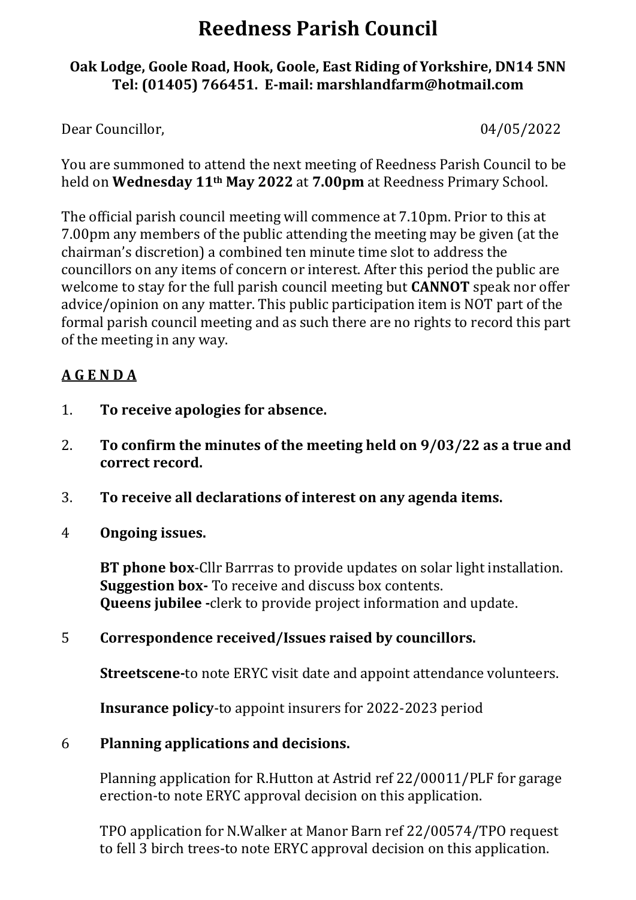# Reedness Parish Council

**Oak Lodge, Goole Road, Hook, Goole, East Riding of Yorkshire, DN14 5NN**
**Tel: (01405) 766451. E-mail: marshlandfarm@hotmail.com**

Dear Councillor, 04/05/2022

You are summoned to attend the next meeting of Reedness Parish Council to be held on **Wednesday 11th May 2022** at **7.00pm** at Reedness Primary School.

The official parish council meeting will commence at 7.10pm. Prior to this at 7.00pm any members of the public attending the meeting may be given (at the chairman's discretion) a combined ten minute time slot to address the councillors on any items of concern or interest. After this period the public are welcome to stay for the full parish council meeting but **CANNOT** speak nor offer advice/opinion on any matter. This public participation item is NOT part of the formal parish council meeting and as such there are no rights to record this part of the meeting in any way.

## A G E N D A

1. **To receive apologies for absence.**

2. **To confirm the minutes of the meeting held on 9/03/22 as a true and correct record.**

3. **To receive all declarations of interest on any agenda items.**

4. **Ongoing issues.**

   **BT phone box**-Cllr Barrras to provide updates on solar light installation.
   **Suggestion box-** To receive and discuss box contents.
   **Queens jubilee -**clerk to provide project information and update.

5. **Correspondence received/Issues raised by councillors.**

   **Streetscene-**to note ERYC visit date and appoint attendance volunteers.

   **Insurance policy**-to appoint insurers for 2022-2023 period

6. **Planning applications and decisions.**

   Planning application for R.Hutton at Astrid ref 22/00011/PLF for garage erection-to note ERYC approval decision on this application.

   TPO application for N.Walker at Manor Barn ref 22/00574/TPO request to fell 3 birch trees-to note ERYC approval decision on this application.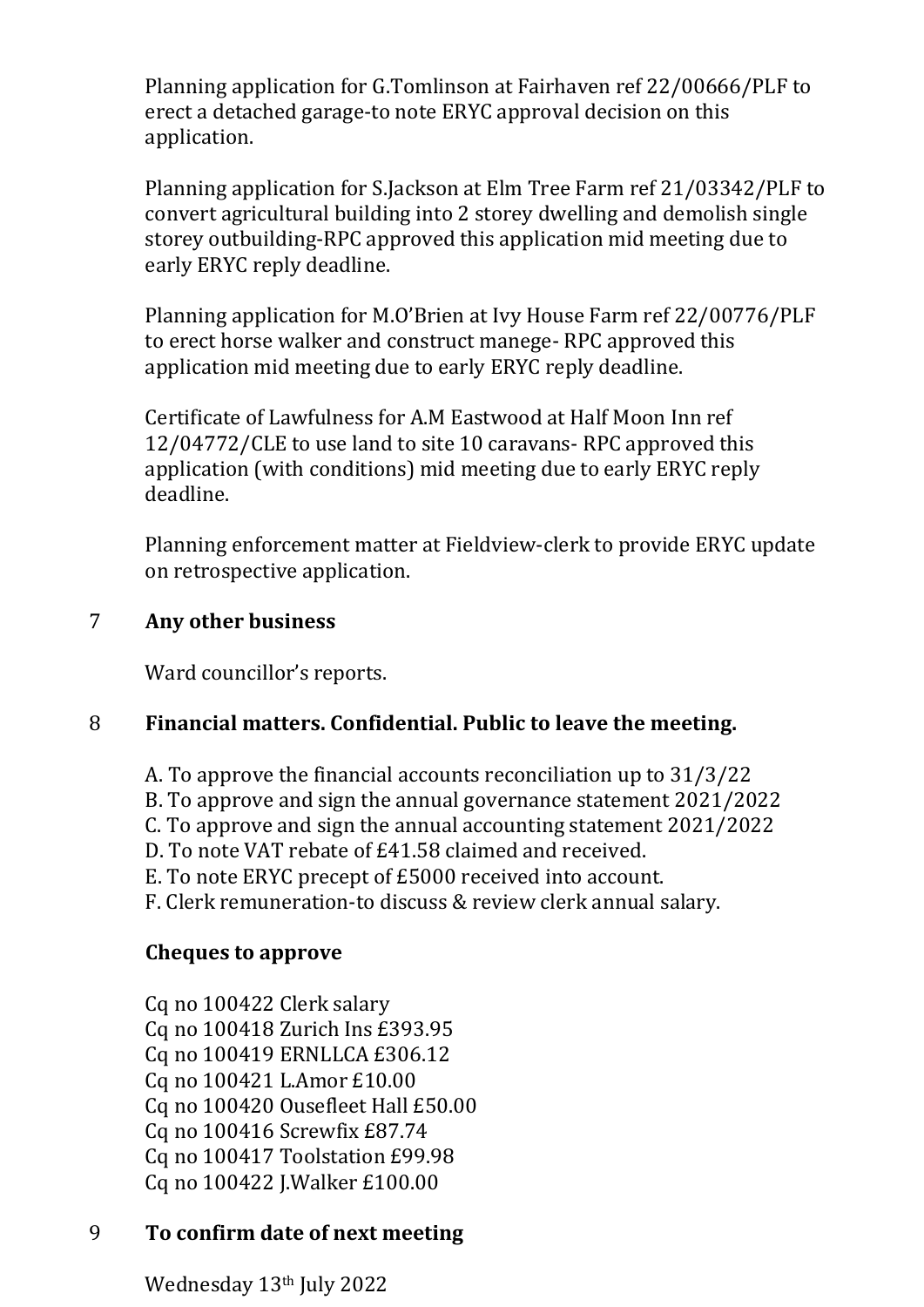Planning application for G.Tomlinson at Fairhaven ref 22/00666/PLF to erect a detached garage-to note ERYC approval decision on this application.

Planning application for S.Jackson at Elm Tree Farm ref 21/03342/PLF to convert agricultural building into 2 storey dwelling and demolish single storey outbuilding-RPC approved this application mid meeting due to early ERYC reply deadline.

Planning application for M.O'Brien at Ivy House Farm ref 22/00776/PLF to erect horse walker and construct manege- RPC approved this application mid meeting due to early ERYC reply deadline.

Certificate of Lawfulness for A.M Eastwood at Half Moon Inn ref 12/04772/CLE to use land to site 10 caravans- RPC approved this application (with conditions) mid meeting due to early ERYC reply deadline.

Planning enforcement matter at Fieldview-clerk to provide ERYC update on retrospective application.

7 **Any other business**

Ward councillor's reports.

8 **Financial matters. Confidential. Public to leave the meeting.**

A. To approve the financial accounts reconciliation up to 31/3/22
B. To approve and sign the annual governance statement 2021/2022
C. To approve and sign the annual accounting statement 2021/2022
D. To note VAT rebate of £41.58 claimed and received.
E. To note ERYC precept of £5000 received into account.
F. Clerk remuneration-to discuss & review clerk annual salary.

**Cheques to approve**

Cq no 100422 Clerk salary
Cq no 100418 Zurich Ins £393.95
Cq no 100419 ERNLLCA £306.12
Cq no 100421 L.Amor £10.00
Cq no 100420 Ousefleet Hall £50.00
Cq no 100416 Screwfix £87.74
Cq no 100417 Toolstation £99.98
Cq no 100422 J.Walker £100.00

9 **To confirm date of next meeting**

Wednesday 13th July 2022